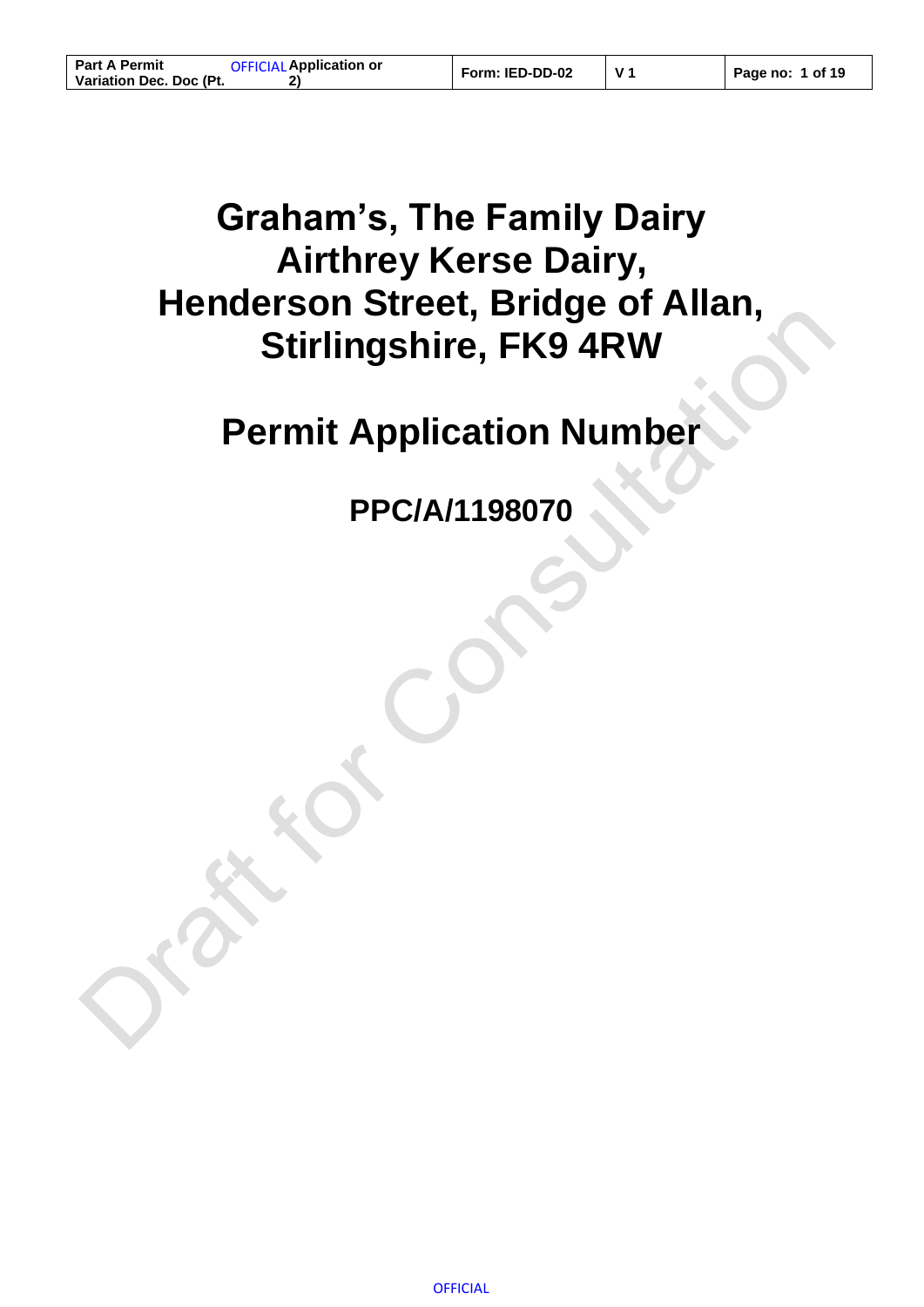# Graham's, The Family Dairy
# Airthrey Kerse Dairy,
# Henderson Street, Bridge of Allan, Stirlingshire, FK9 4RW

## Permit Application Number

## PPC/A/1198070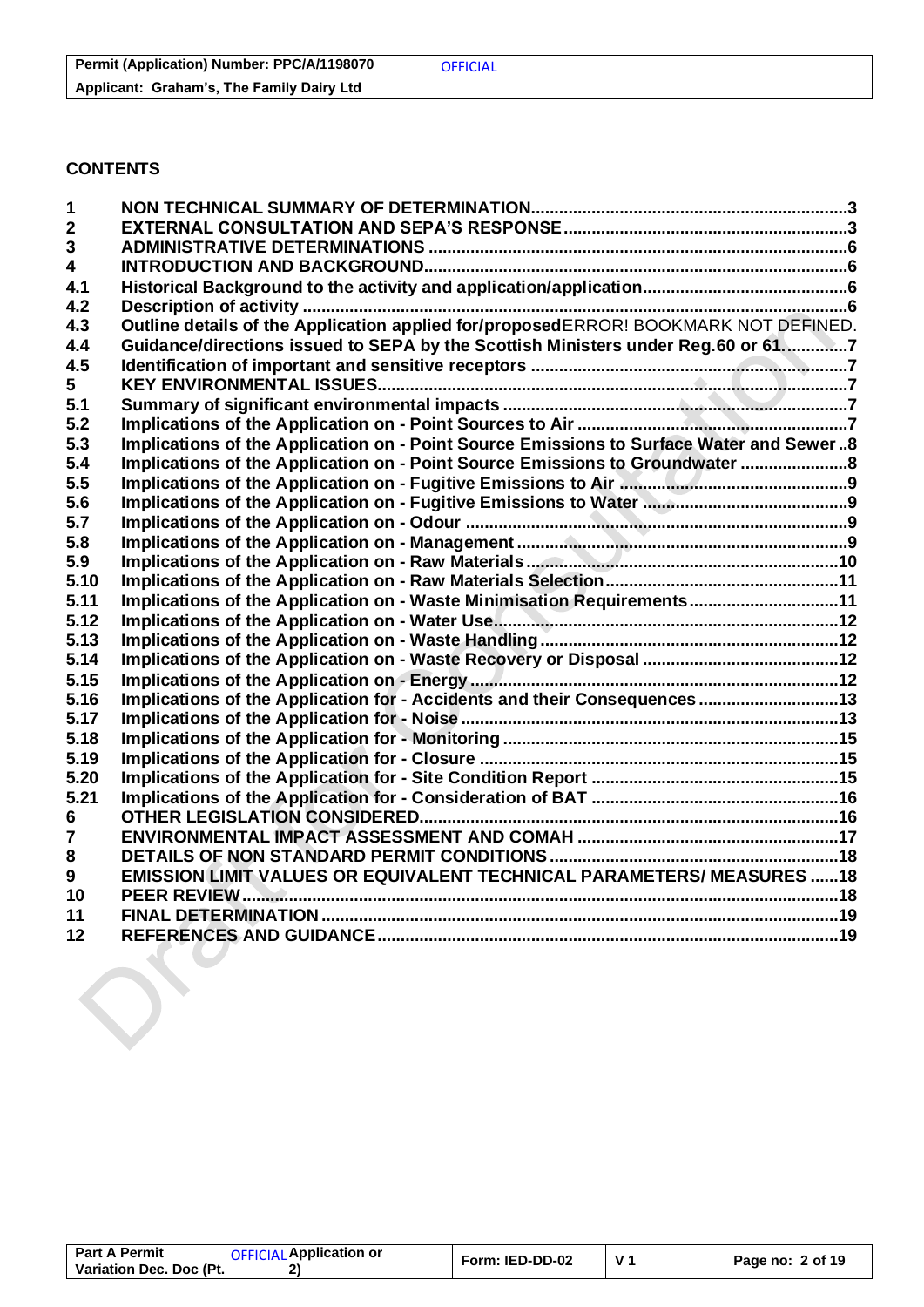## CONTENTS

| | | |
|---|---|---|
| 1 | NON TECHNICAL SUMMARY OF DETERMINATION | 3 |
| 2 | EXTERNAL CONSULTATION AND SEPA'S RESPONSE | 3 |
| 3 | ADMINISTRATIVE DETERMINATIONS | 6 |
| 4 | INTRODUCTION AND BACKGROUND | 6 |
| 4.1 | Historical Background to the activity and application/application | 6 |
| 4.2 | Description of activity | 6 |
| 4.3 | Outline details of the Application applied for/proposedERROR! BOOKMARK NOT DEFINED. | |
| 4.4 | Guidance/directions issued to SEPA by the Scottish Ministers under Reg.60 or 61. | 7 |
| 4.5 | Identification of important and sensitive receptors | 7 |
| 5 | KEY ENVIRONMENTAL ISSUES | 7 |
| 5.1 | Summary of significant environmental impacts | 7 |
| 5.2 | Implications of the Application on - Point Sources to Air | 7 |
| 5.3 | Implications of the Application on - Point Source Emissions to Surface Water and Sewer | 8 |
| 5.4 | Implications of the Application on - Point Source Emissions to Groundwater | 8 |
| 5.5 | Implications of the Application on - Fugitive Emissions to Air | 9 |
| 5.6 | Implications of the Application on - Fugitive Emissions to Water | 9 |
| 5.7 | Implications of the Application on - Odour | 9 |
| 5.8 | Implications of the Application on - Management | 9 |
| 5.9 | Implications of the Application on - Raw Materials | 10 |
| 5.10 | Implications of the Application on - Raw Materials Selection | 11 |
| 5.11 | Implications of the Application on - Waste Minimisation Requirements | 11 |
| 5.12 | Implications of the Application on - Water Use | 12 |
| 5.13 | Implications of the Application on - Waste Handling | 12 |
| 5.14 | Implications of the Application on - Waste Recovery or Disposal | 12 |
| 5.15 | Implications of the Application on - Energy | 12 |
| 5.16 | Implications of the Application for - Accidents and their Consequences | 13 |
| 5.17 | Implications of the Application for - Noise | 13 |
| 5.18 | Implications of the Application for - Monitoring | 15 |
| 5.19 | Implications of the Application for - Closure | 15 |
| 5.20 | Implications of the Application for - Site Condition Report | 15 |
| 5.21 | Implications of the Application for - Consideration of BAT | 16 |
| 6 | OTHER LEGISLATION CONSIDERED | 16 |
| 7 | ENVIRONMENTAL IMPACT ASSESSMENT AND COMAH | 17 |
| 8 | DETAILS OF NON STANDARD PERMIT CONDITIONS | 18 |
| 9 | EMISSION LIMIT VALUES OR EQUIVALENT TECHNICAL PARAMETERS/ MEASURES | 18 |
| 10 | PEER REVIEW | 18 |
| 11 | FINAL DETERMINATION | 19 |
| 12 | REFERENCES AND GUIDANCE | 19 |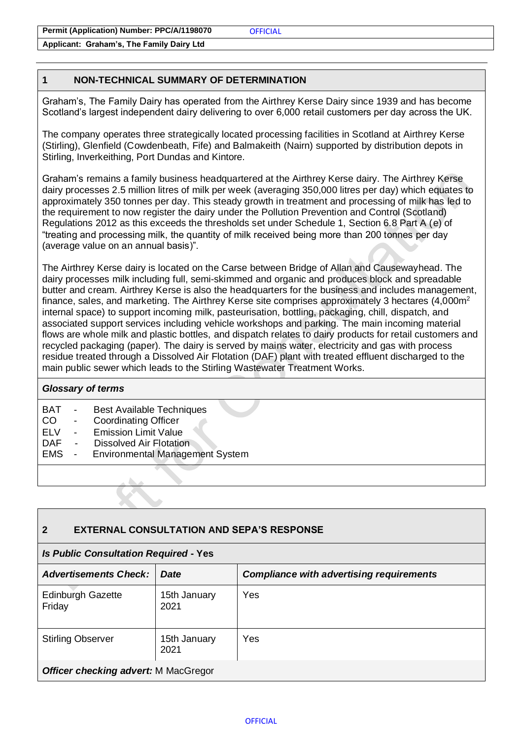## 1 NON-TECHNICAL SUMMARY OF DETERMINATION

Graham's, The Family Dairy has operated from the Airthrey Kerse Dairy since 1939 and has become Scotland's largest independent dairy delivering to over 6,000 retail customers per day across the UK.

The company operates three strategically located processing facilities in Scotland at Airthrey Kerse (Stirling), Glenfield (Cowdenbeath, Fife) and Balmakeith (Nairn) supported by distribution depots in Stirling, Inverkeithing, Port Dundas and Kintore.

Graham's remains a family business headquartered at the Airthrey Kerse dairy. The Airthrey Kerse dairy processes 2.5 million litres of milk per week (averaging 350,000 litres per day) which equates to approximately 350 tonnes per day. This steady growth in treatment and processing of milk has led to the requirement to now register the dairy under the Pollution Prevention and Control (Scotland) Regulations 2012 as this exceeds the thresholds set under Schedule 1, Section 6.8 Part A (e) of "treating and processing milk, the quantity of milk received being more than 200 tonnes per day (average value on an annual basis)".

The Airthrey Kerse dairy is located on the Carse between Bridge of Allan and Causewayhead. The dairy processes milk including full, semi-skimmed and organic and produces block and spreadable butter and cream. Airthrey Kerse is also the headquarters for the business and includes management, finance, sales, and marketing. The Airthrey Kerse site comprises approximately 3 hectares (4,000m$^2$ internal space) to support incoming milk, pasteurisation, bottling, packaging, chill, dispatch, and associated support services including vehicle workshops and parking. The main incoming material flows are whole milk and plastic bottles, and dispatch relates to dairy products for retail customers and recycled packaging (paper). The dairy is served by mains water, electricity and gas with process residue treated through a Dissolved Air Flotation (DAF) plant with treated effluent discharged to the main public sewer which leads to the Stirling Wastewater Treatment Works.

### *Glossary of terms*

- BAT - Best Available Techniques
- CO - Coordinating Officer
- ELV - Emission Limit Value
- DAF - Dissolved Air Flotation
- EMS - Environmental Management System

## 2 EXTERNAL CONSULTATION AND SEPA'S RESPONSE

***Is Public Consultation Required* - Yes**

| *Advertisements Check:* | *Date* | *Compliance with advertising requirements* |
|---|---|---|
| Edinburgh Gazette Friday | 15th January 2021 | Yes |
| Stirling Observer | 15th January 2021 | Yes |

***Officer checking advert:*** M MacGregor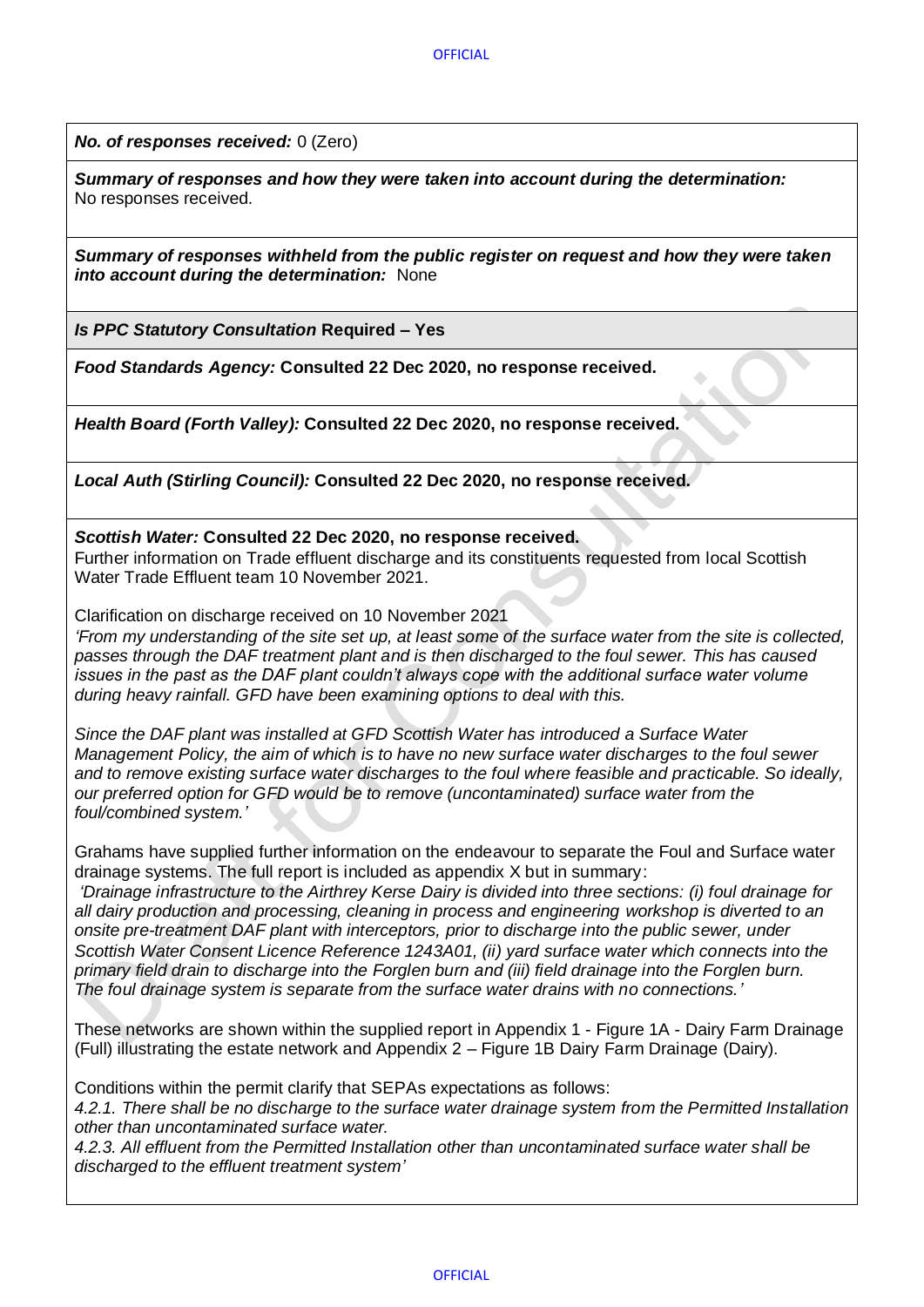***No. of responses received:*** 0 (Zero)

***Summary of responses and how they were taken into account during the determination:***
No responses received.

***Summary of responses withheld from the public register on request and how they were taken into account during the determination:*** None

***Is PPC Statutory Consultation* Required – Yes**

***Food Standards Agency:* Consulted 22 Dec 2020, no response received.**

***Health Board (Forth Valley):* Consulted 22 Dec 2020, no response received.**

***Local Auth (Stirling Council):* Consulted 22 Dec 2020, no response received.**

***Scottish Water:* Consulted 22 Dec 2020, no response received.**
Further information on Trade effluent discharge and its constituents requested from local Scottish Water Trade Effluent team 10 November 2021.

Clarification on discharge received on 10 November 2021
*'From my understanding of the site set up, at least some of the surface water from the site is collected, passes through the DAF treatment plant and is then discharged to the foul sewer. This has caused issues in the past as the DAF plant couldn't always cope with the additional surface water volume during heavy rainfall. GFD have been examining options to deal with this.*

*Since the DAF plant was installed at GFD Scottish Water has introduced a Surface Water Management Policy, the aim of which is to have no new surface water discharges to the foul sewer and to remove existing surface water discharges to the foul where feasible and practicable. So ideally, our preferred option for GFD would be to remove (uncontaminated) surface water from the foul/combined system.'*

Grahams have supplied further information on the endeavour to separate the Foul and Surface water drainage systems. The full report is included as appendix X but in summary:
*'Drainage infrastructure to the Airthrey Kerse Dairy is divided into three sections: (i) foul drainage for all dairy production and processing, cleaning in process and engineering workshop is diverted to an onsite pre-treatment DAF plant with interceptors, prior to discharge into the public sewer, under Scottish Water Consent Licence Reference 1243A01, (ii) yard surface water which connects into the primary field drain to discharge into the Forglen burn and (iii) field drainage into the Forglen burn. The foul drainage system is separate from the surface water drains with no connections.'*

These networks are shown within the supplied report in Appendix 1 - Figure 1A - Dairy Farm Drainage (Full) illustrating the estate network and Appendix 2 – Figure 1B Dairy Farm Drainage (Dairy).

Conditions within the permit clarify that SEPAs expectations as follows:
*4.2.1. There shall be no discharge to the surface water drainage system from the Permitted Installation other than uncontaminated surface water.*
*4.2.3. All effluent from the Permitted Installation other than uncontaminated surface water shall be discharged to the effluent treatment system'*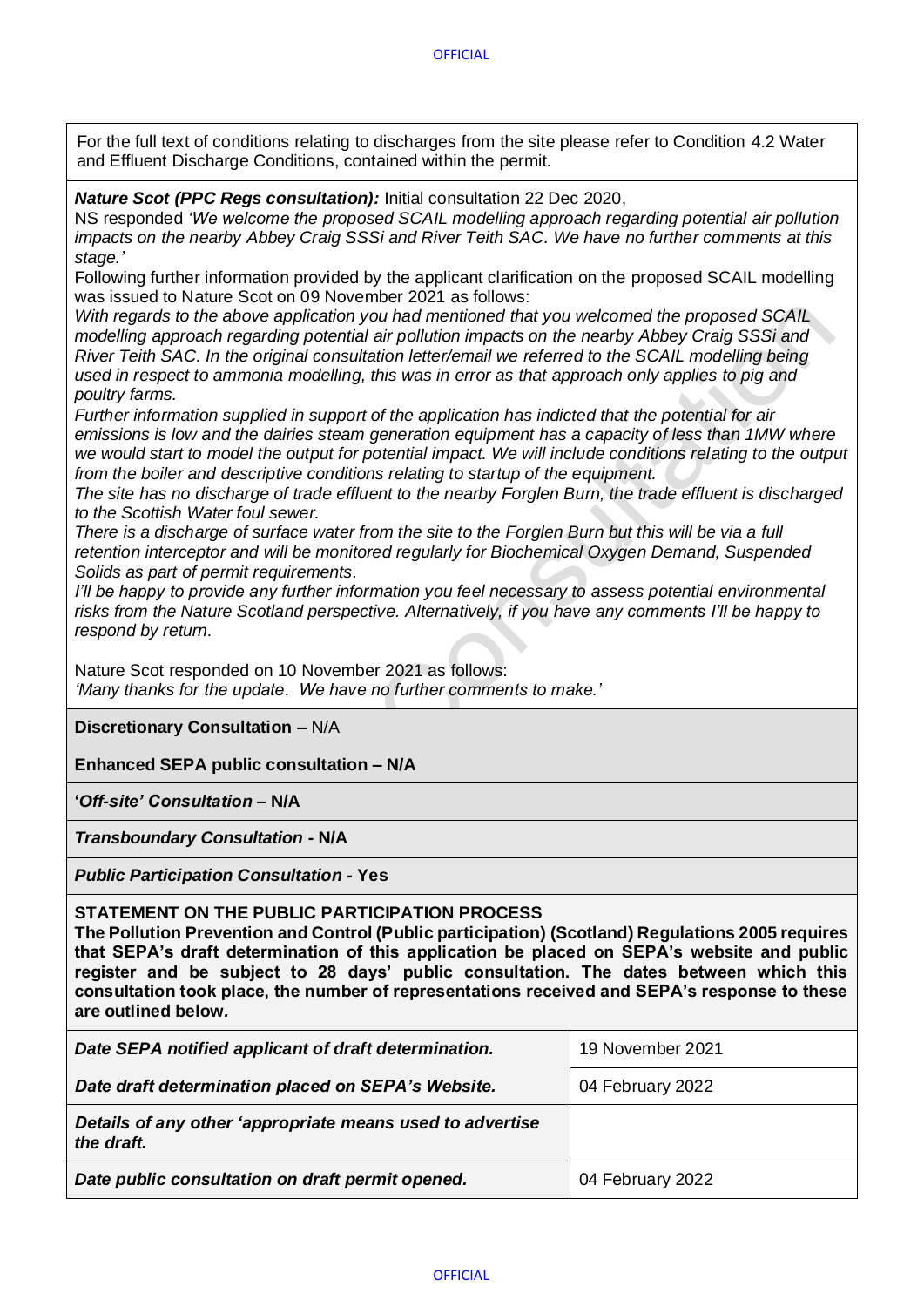For the full text of conditions relating to discharges from the site please refer to Condition 4.2 Water and Effluent Discharge Conditions, contained within the permit.

***Nature Scot (PPC Regs consultation):*** Initial consultation 22 Dec 2020,

NS responded *'We welcome the proposed SCAIL modelling approach regarding potential air pollution impacts on the nearby Abbey Craig SSSi and River Teith SAC. We have no further comments at this stage.'*

Following further information provided by the applicant clarification on the proposed SCAIL modelling was issued to Nature Scot on 09 November 2021 as follows:

*With regards to the above application you had mentioned that you welcomed the proposed SCAIL modelling approach regarding potential air pollution impacts on the nearby Abbey Craig SSSi and River Teith SAC. In the original consultation letter/email we referred to the SCAIL modelling being used in respect to ammonia modelling, this was in error as that approach only applies to pig and poultry farms.*

*Further information supplied in support of the application has indicted that the potential for air emissions is low and the dairies steam generation equipment has a capacity of less than 1MW where we would start to model the output for potential impact. We will include conditions relating to the output from the boiler and descriptive conditions relating to startup of the equipment.*

*The site has no discharge of trade effluent to the nearby Forglen Burn, the trade effluent is discharged to the Scottish Water foul sewer.*

*There is a discharge of surface water from the site to the Forglen Burn but this will be via a full retention interceptor and will be monitored regularly for Biochemical Oxygen Demand, Suspended Solids as part of permit requirements.*

*I'll be happy to provide any further information you feel necessary to assess potential environmental risks from the Nature Scotland perspective. Alternatively, if you have any comments I'll be happy to respond by return.*

Nature Scot responded on 10 November 2021 as follows:
*'Many thanks for the update. We have no further comments to make.'*

**Discretionary Consultation –** N/A

**Enhanced SEPA public consultation – N/A**

**'*Off-site' Consultation* – N/A**

***Transboundary Consultation* - N/A**

***Public Participation Consultation* - Yes**

**STATEMENT ON THE PUBLIC PARTICIPATION PROCESS**

**The Pollution Prevention and Control (Public participation) (Scotland) Regulations 2005 requires that SEPA's draft determination of this application be placed on SEPA's website and public register and be subject to 28 days' public consultation. The dates between which this consultation took place, the number of representations received and SEPA's response to these are outlined below.**

| | |
|---|---|
| ***Date SEPA notified applicant of draft determination.*** | 19 November 2021 |
| ***Date draft determination placed on SEPA's Website.*** | 04 February 2022 |
| ***Details of any other 'appropriate means used to advertise the draft.*** | |
| ***Date public consultation on draft permit opened.*** | 04 February 2022 |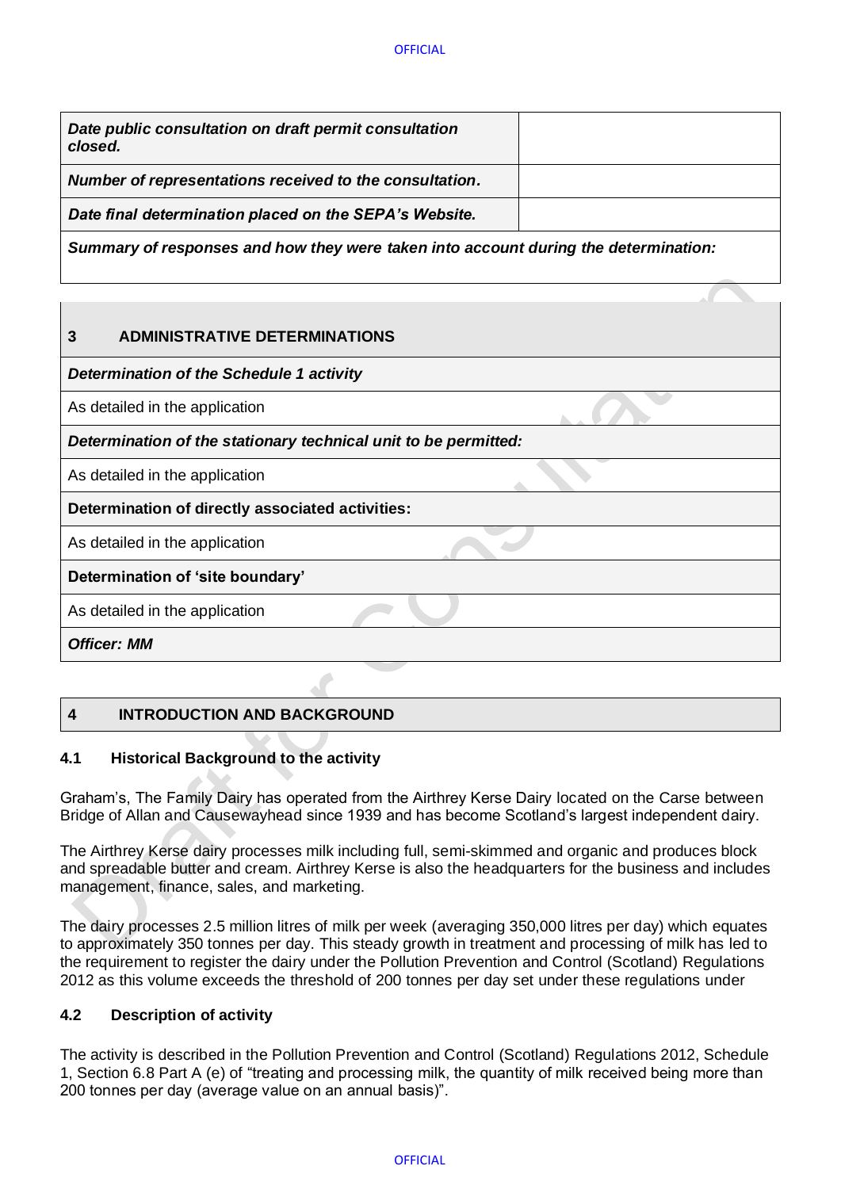| *Date public consultation on draft permit consultation closed.* | |
|---|---|
| ***Number of representations received to the consultation.*** | |
| ***Date final determination placed on the SEPA's Website.*** | |
| ***Summary of responses and how they were taken into account during the determination:*** | |

| **3 ADMINISTRATIVE DETERMINATIONS** |
|---|
| ***Determination of the Schedule 1 activity*** |
| As detailed in the application |
| ***Determination of the stationary technical unit to be permitted:*** |
| As detailed in the application |
| **Determination of directly associated activities:** |
| As detailed in the application |
| **Determination of 'site boundary'** |
| As detailed in the application |
| ***Officer: MM*** |

## 4 INTRODUCTION AND BACKGROUND

### 4.1 Historical Background to the activity

Graham's, The Family Dairy has operated from the Airthrey Kerse Dairy located on the Carse between Bridge of Allan and Causewayhead since 1939 and has become Scotland's largest independent dairy.

The Airthrey Kerse dairy processes milk including full, semi-skimmed and organic and produces block and spreadable butter and cream. Airthrey Kerse is also the headquarters for the business and includes management, finance, sales, and marketing.

The dairy processes 2.5 million litres of milk per week (averaging 350,000 litres per day) which equates to approximately 350 tonnes per day. This steady growth in treatment and processing of milk has led to the requirement to register the dairy under the Pollution Prevention and Control (Scotland) Regulations 2012 as this volume exceeds the threshold of 200 tonnes per day set under these regulations under

### 4.2 Description of activity

The activity is described in the Pollution Prevention and Control (Scotland) Regulations 2012, Schedule 1, Section 6.8 Part A (e) of "treating and processing milk, the quantity of milk received being more than 200 tonnes per day (average value on an annual basis)".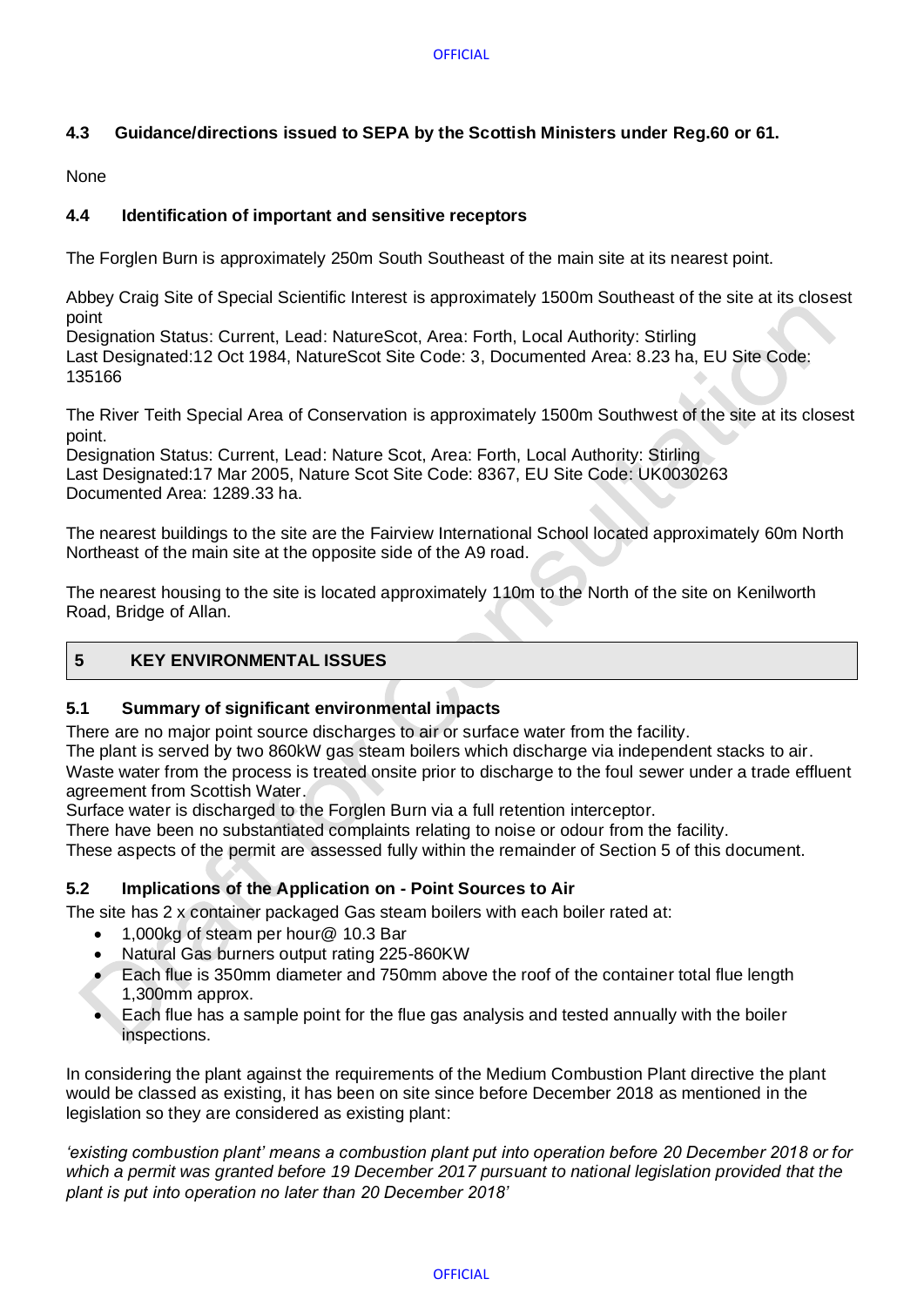### 4.3 Guidance/directions issued to SEPA by the Scottish Ministers under Reg.60 or 61.

None

### 4.4 Identification of important and sensitive receptors

The Forglen Burn is approximately 250m South Southeast of the main site at its nearest point.

Abbey Craig Site of Special Scientific Interest is approximately 1500m Southeast of the site at its closest point
Designation Status: Current, Lead: NatureScot, Area: Forth, Local Authority: Stirling
Last Designated:12 Oct 1984, NatureScot Site Code: 3, Documented Area: 8.23 ha, EU Site Code: 135166

The River Teith Special Area of Conservation is approximately 1500m Southwest of the site at its closest point.
Designation Status: Current, Lead: Nature Scot, Area: Forth, Local Authority: Stirling
Last Designated:17 Mar 2005, Nature Scot Site Code: 8367, EU Site Code: UK0030263
Documented Area: 1289.33 ha.

The nearest buildings to the site are the Fairview International School located approximately 60m North Northeast of the main site at the opposite side of the A9 road.

The nearest housing to the site is located approximately 110m to the North of the site on Kenilworth Road, Bridge of Allan.

## 5 KEY ENVIRONMENTAL ISSUES

### 5.1 Summary of significant environmental impacts

There are no major point source discharges to air or surface water from the facility.
The plant is served by two 860kW gas steam boilers which discharge via independent stacks to air.
Waste water from the process is treated onsite prior to discharge to the foul sewer under a trade effluent agreement from Scottish Water.
Surface water is discharged to the Forglen Burn via a full retention interceptor.
There have been no substantiated complaints relating to noise or odour from the facility.
These aspects of the permit are assessed fully within the remainder of Section 5 of this document.

### 5.2 Implications of the Application on - Point Sources to Air

The site has 2 x container packaged Gas steam boilers with each boiler rated at:

- 1,000kg of steam per hour@ 10.3 Bar
- Natural Gas burners output rating 225-860KW
- Each flue is 350mm diameter and 750mm above the roof of the container total flue length 1,300mm approx.
- Each flue has a sample point for the flue gas analysis and tested annually with the boiler inspections.

In considering the plant against the requirements of the Medium Combustion Plant directive the plant would be classed as existing, it has been on site since before December 2018 as mentioned in the legislation so they are considered as existing plant:

*'existing combustion plant' means a combustion plant put into operation before 20 December 2018 or for which a permit was granted before 19 December 2017 pursuant to national legislation provided that the plant is put into operation no later than 20 December 2018'*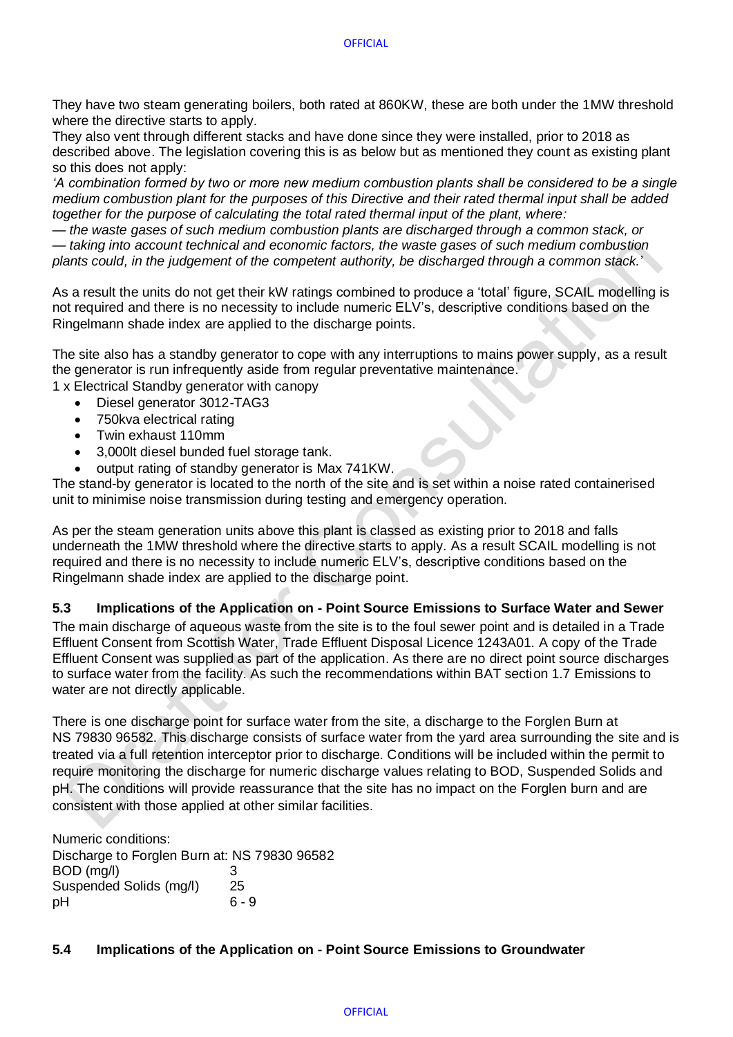They have two steam generating boilers, both rated at 860KW, these are both under the 1MW threshold where the directive starts to apply.

They also vent through different stacks and have done since they were installed, prior to 2018 as described above. The legislation covering this is as below but as mentioned they count as existing plant so this does not apply:

*'A combination formed by two or more new medium combustion plants shall be considered to be a single medium combustion plant for the purposes of this Directive and their rated thermal input shall be added together for the purpose of calculating the total rated thermal input of the plant, where:*

*— the waste gases of such medium combustion plants are discharged through a common stack, or*

*— taking into account technical and economic factors, the waste gases of such medium combustion plants could, in the judgement of the competent authority, be discharged through a common stack.'*

As a result the units do not get their kW ratings combined to produce a 'total' figure, SCAIL modelling is not required and there is no necessity to include numeric ELV's, descriptive conditions based on the Ringelmann shade index are applied to the discharge points.

The site also has a standby generator to cope with any interruptions to mains power supply, as a result the generator is run infrequently aside from regular preventative maintenance.

1 x Electrical Standby generator with canopy

- Diesel generator 3012-TAG3
- 750kva electrical rating
- Twin exhaust 110mm
- 3,000lt diesel bunded fuel storage tank.
- output rating of standby generator is Max 741KW.

The stand-by generator is located to the north of the site and is set within a noise rated containerised unit to minimise noise transmission during testing and emergency operation.

As per the steam generation units above this plant is classed as existing prior to 2018 and falls underneath the 1MW threshold where the directive starts to apply. As a result SCAIL modelling is not required and there is no necessity to include numeric ELV's, descriptive conditions based on the Ringelmann shade index are applied to the discharge point.

### 5.3 Implications of the Application on - Point Source Emissions to Surface Water and Sewer

The main discharge of aqueous waste from the site is to the foul sewer point and is detailed in a Trade Effluent Consent from Scottish Water, Trade Effluent Disposal Licence 1243A01. A copy of the Trade Effluent Consent was supplied as part of the application. As there are no direct point source discharges to surface water from the facility. As such the recommendations within BAT section 1.7 Emissions to water are not directly applicable.

There is one discharge point for surface water from the site, a discharge to the Forglen Burn at NS 79830 96582. This discharge consists of surface water from the yard area surrounding the site and is treated via a full retention interceptor prior to discharge. Conditions will be included within the permit to require monitoring the discharge for numeric discharge values relating to BOD, Suspended Solids and pH. The conditions will provide reassurance that the site has no impact on the Forglen burn and are consistent with those applied at other similar facilities.

Numeric conditions:

Discharge to Forglen Burn at: NS 79830 96582

| | |
|---|---|
| BOD (mg/l) | 3 |
| Suspended Solids (mg/l) | 25 |
| pH | 6 - 9 |

### 5.4 Implications of the Application on - Point Source Emissions to Groundwater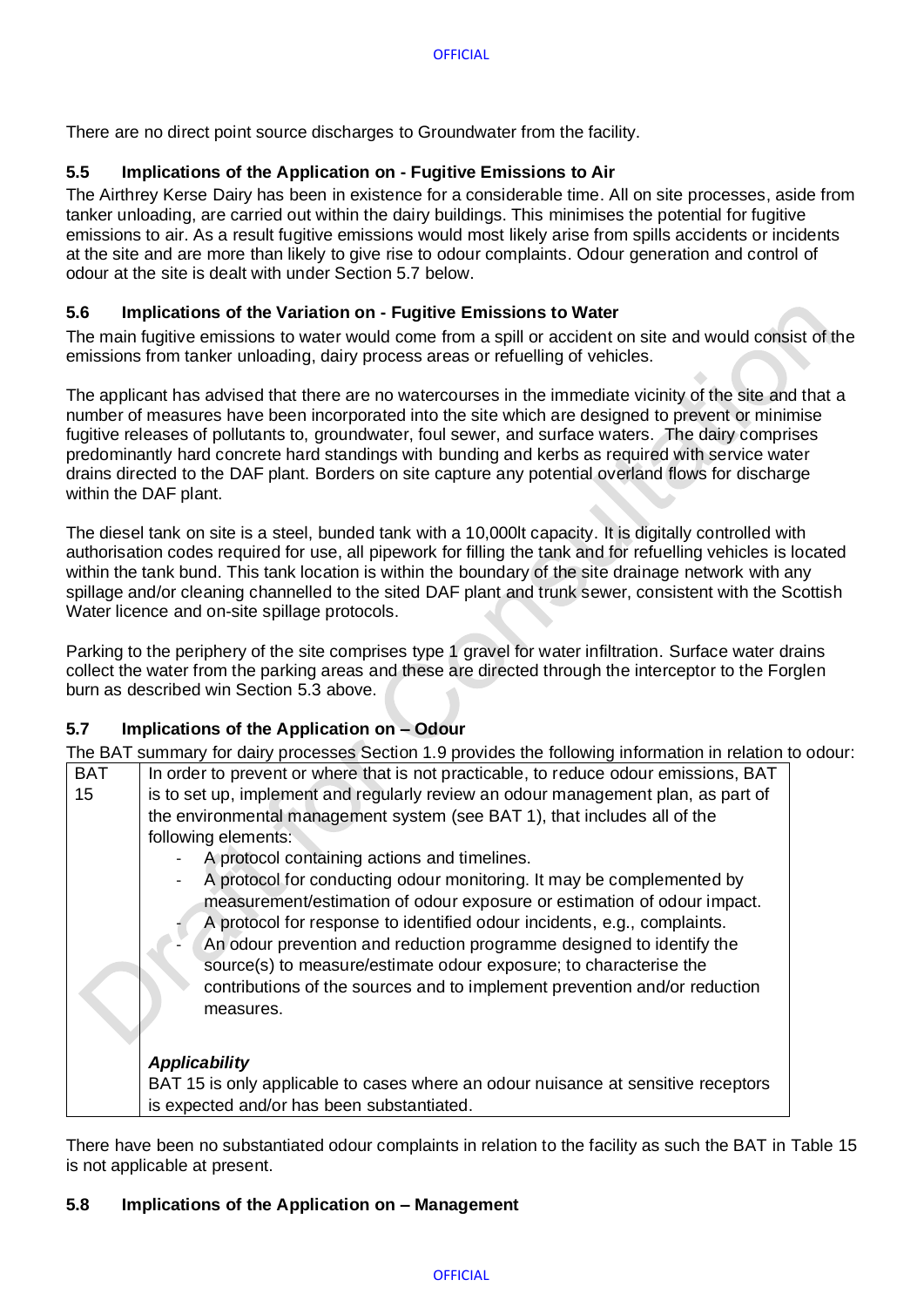There are no direct point source discharges to Groundwater from the facility.

### 5.5 Implications of the Application on - Fugitive Emissions to Air

The Airthrey Kerse Dairy has been in existence for a considerable time. All on site processes, aside from tanker unloading, are carried out within the dairy buildings. This minimises the potential for fugitive emissions to air. As a result fugitive emissions would most likely arise from spills accidents or incidents at the site and are more than likely to give rise to odour complaints. Odour generation and control of odour at the site is dealt with under Section 5.7 below.

### 5.6 Implications of the Variation on - Fugitive Emissions to Water

The main fugitive emissions to water would come from a spill or accident on site and would consist of the emissions from tanker unloading, dairy process areas or refuelling of vehicles.

The applicant has advised that there are no watercourses in the immediate vicinity of the site and that a number of measures have been incorporated into the site which are designed to prevent or minimise fugitive releases of pollutants to, groundwater, foul sewer, and surface waters. The dairy comprises predominantly hard concrete hard standings with bunding and kerbs as required with service water drains directed to the DAF plant. Borders on site capture any potential overland flows for discharge within the DAF plant.

The diesel tank on site is a steel, bunded tank with a 10,000lt capacity. It is digitally controlled with authorisation codes required for use, all pipework for filling the tank and for refuelling vehicles is located within the tank bund. This tank location is within the boundary of the site drainage network with any spillage and/or cleaning channelled to the sited DAF plant and trunk sewer, consistent with the Scottish Water licence and on-site spillage protocols.

Parking to the periphery of the site comprises type 1 gravel for water infiltration. Surface water drains collect the water from the parking areas and these are directed through the interceptor to the Forglen burn as described win Section 5.3 above.

### 5.7 Implications of the Application on – Odour

The BAT summary for dairy processes Section 1.9 provides the following information in relation to odour:

| BAT 15 | In order to prevent or where that is not practicable, to reduce odour emissions, BAT is to set up, implement and regularly review an odour management plan, as part of the environmental management system (see BAT 1), that includes all of the following elements:<br>- A protocol containing actions and timelines.<br>- A protocol for conducting odour monitoring. It may be complemented by measurement/estimation of odour exposure or estimation of odour impact.<br>- A protocol for response to identified odour incidents, e.g., complaints.<br>- An odour prevention and reduction programme designed to identify the source(s) to measure/estimate odour exposure; to characterise the contributions of the sources and to implement prevention and/or reduction measures.<br><br>***Applicability***<br>BAT 15 is only applicable to cases where an odour nuisance at sensitive receptors is expected and/or has been substantiated. |
|---|---|

There have been no substantiated odour complaints in relation to the facility as such the BAT in Table 15 is not applicable at present.

### 5.8 Implications of the Application on – Management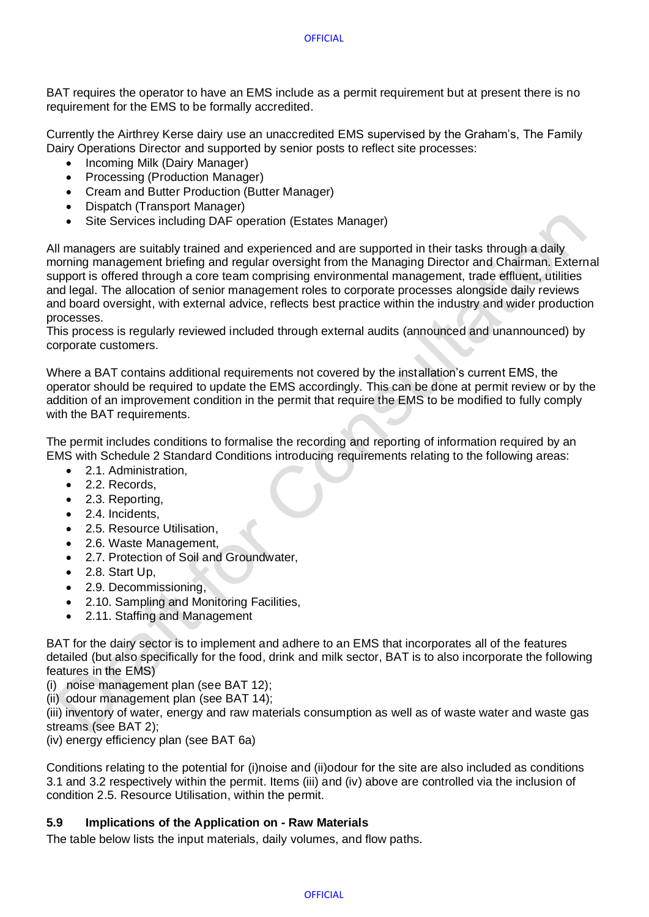BAT requires the operator to have an EMS include as a permit requirement but at present there is no requirement for the EMS to be formally accredited.

Currently the Airthrey Kerse dairy use an unaccredited EMS supervised by the Graham's, The Family Dairy Operations Director and supported by senior posts to reflect site processes:

- Incoming Milk (Dairy Manager)
- Processing (Production Manager)
- Cream and Butter Production (Butter Manager)
- Dispatch (Transport Manager)
- Site Services including DAF operation (Estates Manager)

All managers are suitably trained and experienced and are supported in their tasks through a daily morning management briefing and regular oversight from the Managing Director and Chairman. External support is offered through a core team comprising environmental management, trade effluent, utilities and legal. The allocation of senior management roles to corporate processes alongside daily reviews and board oversight, with external advice, reflects best practice within the industry and wider production processes.
This process is regularly reviewed included through external audits (announced and unannounced) by corporate customers.

Where a BAT contains additional requirements not covered by the installation's current EMS, the operator should be required to update the EMS accordingly. This can be done at permit review or by the addition of an improvement condition in the permit that require the EMS to be modified to fully comply with the BAT requirements.

The permit includes conditions to formalise the recording and reporting of information required by an EMS with Schedule 2 Standard Conditions introducing requirements relating to the following areas:

- 2.1. Administration,
- 2.2. Records,
- 2.3. Reporting,
- 2.4. Incidents,
- 2.5. Resource Utilisation,
- 2.6. Waste Management,
- 2.7. Protection of Soil and Groundwater,
- 2.8. Start Up,
- 2.9. Decommissioning,
- 2.10. Sampling and Monitoring Facilities,
- 2.11. Staffing and Management

BAT for the dairy sector is to implement and adhere to an EMS that incorporates all of the features detailed (but also specifically for the food, drink and milk sector, BAT is to also incorporate the following features in the EMS)

(i) noise management plan (see BAT 12);
(ii) odour management plan (see BAT 14);
(iii) inventory of water, energy and raw materials consumption as well as of waste water and waste gas streams (see BAT 2);
(iv) energy efficiency plan (see BAT 6a)

Conditions relating to the potential for (i)noise and (ii)odour for the site are also included as conditions 3.1 and 3.2 respectively within the permit. Items (iii) and (iv) above are controlled via the inclusion of condition 2.5. Resource Utilisation, within the permit.

### 5.9 Implications of the Application on - Raw Materials

The table below lists the input materials, daily volumes, and flow paths.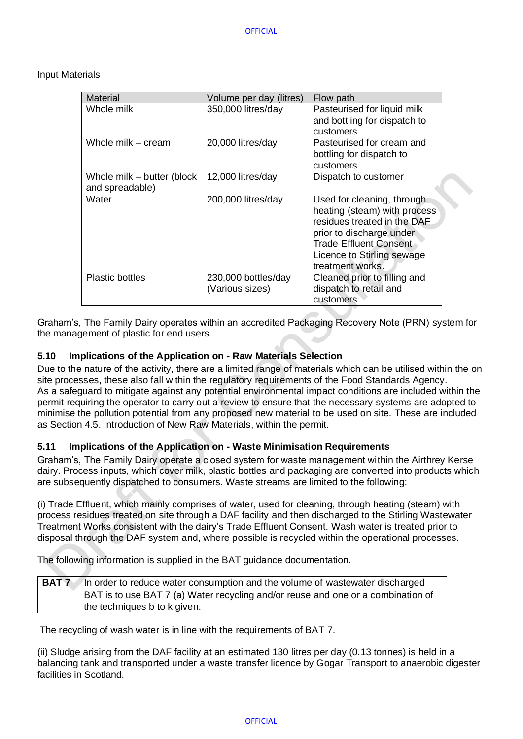Input Materials

| Material | Volume per day (litres) | Flow path |
|---|---|---|
| Whole milk | 350,000 litres/day | Pasteurised for liquid milk and bottling for dispatch to customers |
| Whole milk – cream | 20,000 litres/day | Pasteurised for cream and bottling for dispatch to customers |
| Whole milk – butter (block and spreadable) | 12,000 litres/day | Dispatch to customer |
| Water | 200,000 litres/day | Used for cleaning, through heating (steam) with process residues treated in the DAF prior to discharge under Trade Effluent Consent Licence to Stirling sewage treatment works. |
| Plastic bottles | 230,000 bottles/day (Various sizes) | Cleaned prior to filling and dispatch to retail and customers |

Graham's, The Family Dairy operates within an accredited Packaging Recovery Note (PRN) system for the management of plastic for end users.

### 5.10 Implications of the Application on - Raw Materials Selection

Due to the nature of the activity, there are a limited range of materials which can be utilised within the on site processes, these also fall within the regulatory requirements of the Food Standards Agency. As a safeguard to mitigate against any potential environmental impact conditions are included within the permit requiring the operator to carry out a review to ensure that the necessary systems are adopted to minimise the pollution potential from any proposed new material to be used on site. These are included as Section 4.5. Introduction of New Raw Materials, within the permit.

### 5.11 Implications of the Application on - Waste Minimisation Requirements

Graham's, The Family Dairy operate a closed system for waste management within the Airthrey Kerse dairy. Process inputs, which cover milk, plastic bottles and packaging are converted into products which are subsequently dispatched to consumers. Waste streams are limited to the following:

(i) Trade Effluent, which mainly comprises of water, used for cleaning, through heating (steam) with process residues treated on site through a DAF facility and then discharged to the Stirling Wastewater Treatment Works consistent with the dairy's Trade Effluent Consent. Wash water is treated prior to disposal through the DAF system and, where possible is recycled within the operational processes.

The following information is supplied in the BAT guidance documentation.

| BAT 7 | In order to reduce water consumption and the volume of wastewater discharged BAT is to use BAT 7 (a) Water recycling and/or reuse and one or a combination of the techniques b to k given. |
|---|---|

The recycling of wash water is in line with the requirements of BAT 7.

(ii) Sludge arising from the DAF facility at an estimated 130 litres per day (0.13 tonnes) is held in a balancing tank and transported under a waste transfer licence by Gogar Transport to anaerobic digester facilities in Scotland.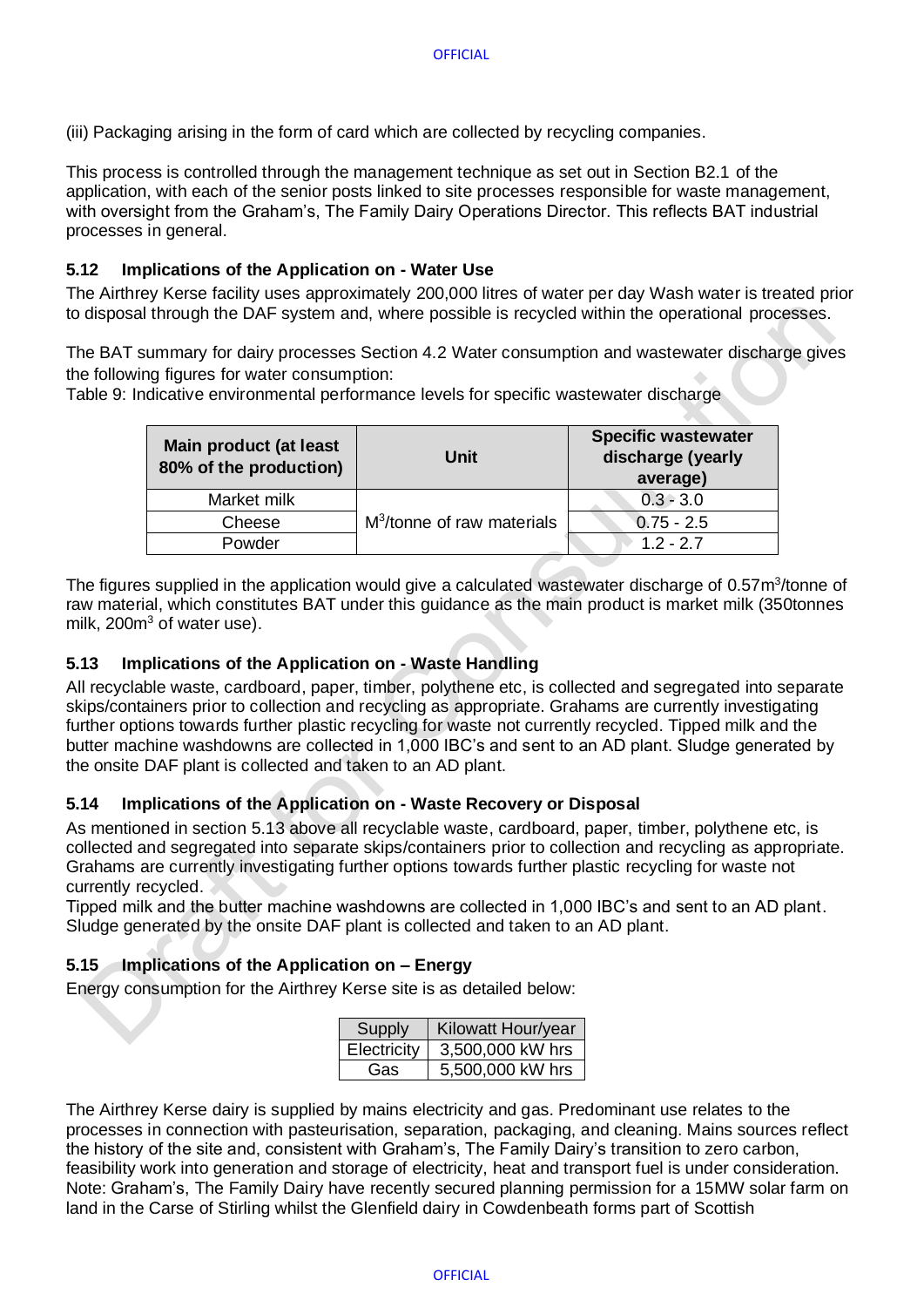(iii) Packaging arising in the form of card which are collected by recycling companies.

This process is controlled through the management technique as set out in Section B2.1 of the application, with each of the senior posts linked to site processes responsible for waste management, with oversight from the Graham's, The Family Dairy Operations Director. This reflects BAT industrial processes in general.

### 5.12 Implications of the Application on - Water Use

The Airthrey Kerse facility uses approximately 200,000 litres of water per day Wash water is treated prior to disposal through the DAF system and, where possible is recycled within the operational processes.

The BAT summary for dairy processes Section 4.2 Water consumption and wastewater discharge gives the following figures for water consumption:

Table 9: Indicative environmental performance levels for specific wastewater discharge

| Main product (at least 80% of the production) | Unit | Specific wastewater discharge (yearly average) |
|---|---|---|
| Market milk | $M^3$/tonne of raw materials | 0.3 - 3.0 |
| Cheese | | 0.75 - 2.5 |
| Powder | | 1.2 - 2.7 |

The figures supplied in the application would give a calculated wastewater discharge of 0.57$m^3$/tonne of raw material, which constitutes BAT under this guidance as the main product is market milk (350tonnes milk, 200$m^3$ of water use).

### 5.13 Implications of the Application on - Waste Handling

All recyclable waste, cardboard, paper, timber, polythene etc, is collected and segregated into separate skips/containers prior to collection and recycling as appropriate. Grahams are currently investigating further options towards further plastic recycling for waste not currently recycled. Tipped milk and the butter machine washdowns are collected in 1,000 IBC's and sent to an AD plant. Sludge generated by the onsite DAF plant is collected and taken to an AD plant.

### 5.14 Implications of the Application on - Waste Recovery or Disposal

As mentioned in section 5.13 above all recyclable waste, cardboard, paper, timber, polythene etc, is collected and segregated into separate skips/containers prior to collection and recycling as appropriate. Grahams are currently investigating further options towards further plastic recycling for waste not currently recycled.

Tipped milk and the butter machine washdowns are collected in 1,000 IBC's and sent to an AD plant. Sludge generated by the onsite DAF plant is collected and taken to an AD plant.

### 5.15 Implications of the Application on – Energy

Energy consumption for the Airthrey Kerse site is as detailed below:

| Supply | Kilowatt Hour/year |
|---|---|
| Electricity | 3,500,000 kW hrs |
| Gas | 5,500,000 kW hrs |

The Airthrey Kerse dairy is supplied by mains electricity and gas. Predominant use relates to the processes in connection with pasteurisation, separation, packaging, and cleaning. Mains sources reflect the history of the site and, consistent with Graham's, The Family Dairy's transition to zero carbon, feasibility work into generation and storage of electricity, heat and transport fuel is under consideration. Note: Graham's, The Family Dairy have recently secured planning permission for a 15MW solar farm on land in the Carse of Stirling whilst the Glenfield dairy in Cowdenbeath forms part of Scottish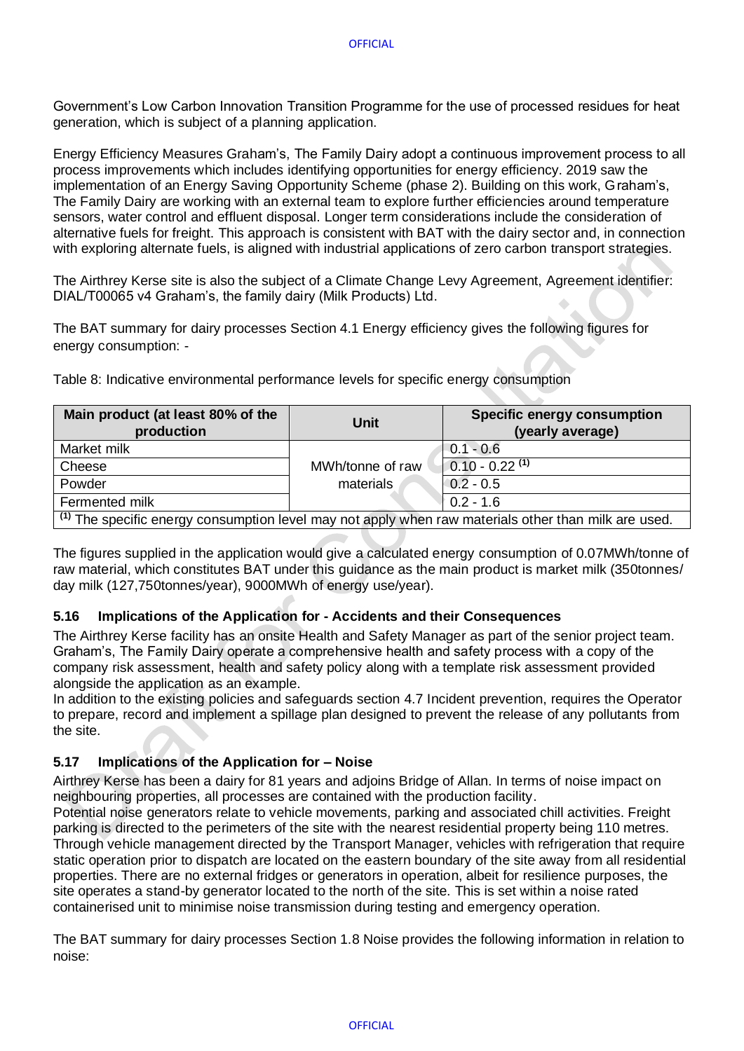Government's Low Carbon Innovation Transition Programme for the use of processed residues for heat generation, which is subject of a planning application.

Energy Efficiency Measures Graham's, The Family Dairy adopt a continuous improvement process to all process improvements which includes identifying opportunities for energy efficiency. 2019 saw the implementation of an Energy Saving Opportunity Scheme (phase 2). Building on this work, Graham's, The Family Dairy are working with an external team to explore further efficiencies around temperature sensors, water control and effluent disposal. Longer term considerations include the consideration of alternative fuels for freight. This approach is consistent with BAT with the dairy sector and, in connection with exploring alternate fuels, is aligned with industrial applications of zero carbon transport strategies.

The Airthrey Kerse site is also the subject of a Climate Change Levy Agreement, Agreement identifier: DIAL/T00065 v4 Graham's, the family dairy (Milk Products) Ltd.

The BAT summary for dairy processes Section 4.1 Energy efficiency gives the following figures for energy consumption: -

Table 8: Indicative environmental performance levels for specific energy consumption

| Main product (at least 80% of the production | Unit | Specific energy consumption (yearly average) |
|---|---|---|
| Market milk | MWh/tonne of raw materials | 0.1 - 0.6 |
| Cheese | | 0.10 - 0.22 [(1)] |
| Powder | | 0.2 - 0.5 |
| Fermented milk | | 0.2 - 1.6 |
| [(1)] The specific energy consumption level may not apply when raw materials other than milk are used. | | |

The figures supplied in the application would give a calculated energy consumption of 0.07MWh/tonne of raw material, which constitutes BAT under this guidance as the main product is market milk (350tonnes/ day milk (127,750tonnes/year), 9000MWh of energy use/year).

### 5.16 Implications of the Application for - Accidents and their Consequences

The Airthrey Kerse facility has an onsite Health and Safety Manager as part of the senior project team. Graham's, The Family Dairy operate a comprehensive health and safety process with a copy of the company risk assessment, health and safety policy along with a template risk assessment provided alongside the application as an example.

In addition to the existing policies and safeguards section 4.7 Incident prevention, requires the Operator to prepare, record and implement a spillage plan designed to prevent the release of any pollutants from the site.

### 5.17 Implications of the Application for – Noise

Airthrey Kerse has been a dairy for 81 years and adjoins Bridge of Allan. In terms of noise impact on neighbouring properties, all processes are contained with the production facility.

Potential noise generators relate to vehicle movements, parking and associated chill activities. Freight parking is directed to the perimeters of the site with the nearest residential property being 110 metres. Through vehicle management directed by the Transport Manager, vehicles with refrigeration that require static operation prior to dispatch are located on the eastern boundary of the site away from all residential properties. There are no external fridges or generators in operation, albeit for resilience purposes, the site operates a stand-by generator located to the north of the site. This is set within a noise rated containerised unit to minimise noise transmission during testing and emergency operation.

The BAT summary for dairy processes Section 1.8 Noise provides the following information in relation to noise: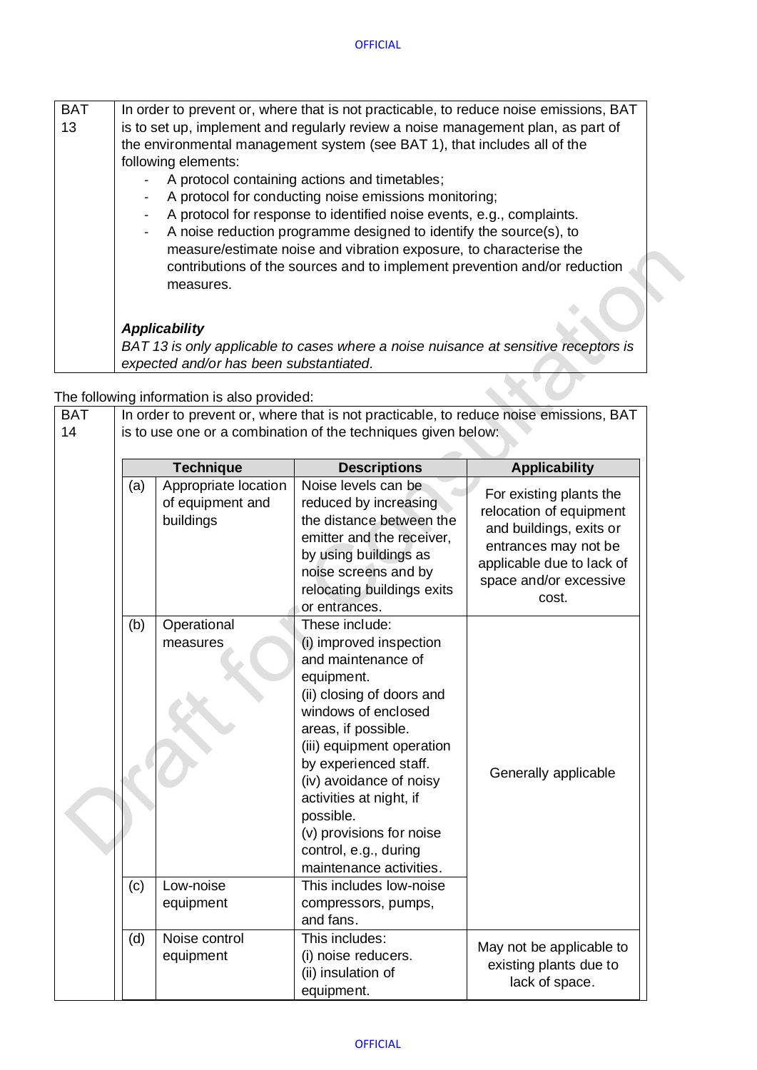| BAT 13 | In order to prevent or, where that is not practicable, to reduce noise emissions, BAT is to set up, implement and regularly review a noise management plan, as part of the environmental management system (see BAT 1), that includes all of the following elements:<br>- A protocol containing actions and timetables;<br>- A protocol for conducting noise emissions monitoring;<br>- A protocol for response to identified noise events, e.g., complaints.<br>- A noise reduction programme designed to identify the source(s), to measure/estimate noise and vibration exposure, to characterise the contributions of the sources and to implement prevention and/or reduction measures.<br><br>***Applicability***<br>*BAT 13 is only applicable to cases where a noise nuisance at sensitive receptors is expected and/or has been substantiated.* |
|---|---|

The following information is also provided:

**BAT 14**

In order to prevent or, where that is not practicable, to reduce noise emissions, BAT is to use one or a combination of the techniques given below:

| | Technique | Descriptions | Applicability |
|---|---|---|---|
| (a) | Appropriate location of equipment and buildings | Noise levels can be reduced by increasing the distance between the emitter and the receiver, by using buildings as noise screens and by relocating buildings exits or entrances. | For existing plants the relocation of equipment and buildings, exits or entrances may not be applicable due to lack of space and/or excessive cost. |
| (b) | Operational measures | These include:<br>(i) improved inspection and maintenance of equipment.<br>(ii) closing of doors and windows of enclosed areas, if possible.<br>(iii) equipment operation by experienced staff.<br>(iv) avoidance of noisy activities at night, if possible.<br>(v) provisions for noise control, e.g., during maintenance activities. | Generally applicable |
| (c) | Low-noise equipment | This includes low-noise compressors, pumps, and fans. | |
| (d) | Noise control equipment | This includes:<br>(i) noise reducers.<br>(ii) insulation of equipment. | May not be applicable to existing plants due to lack of space. |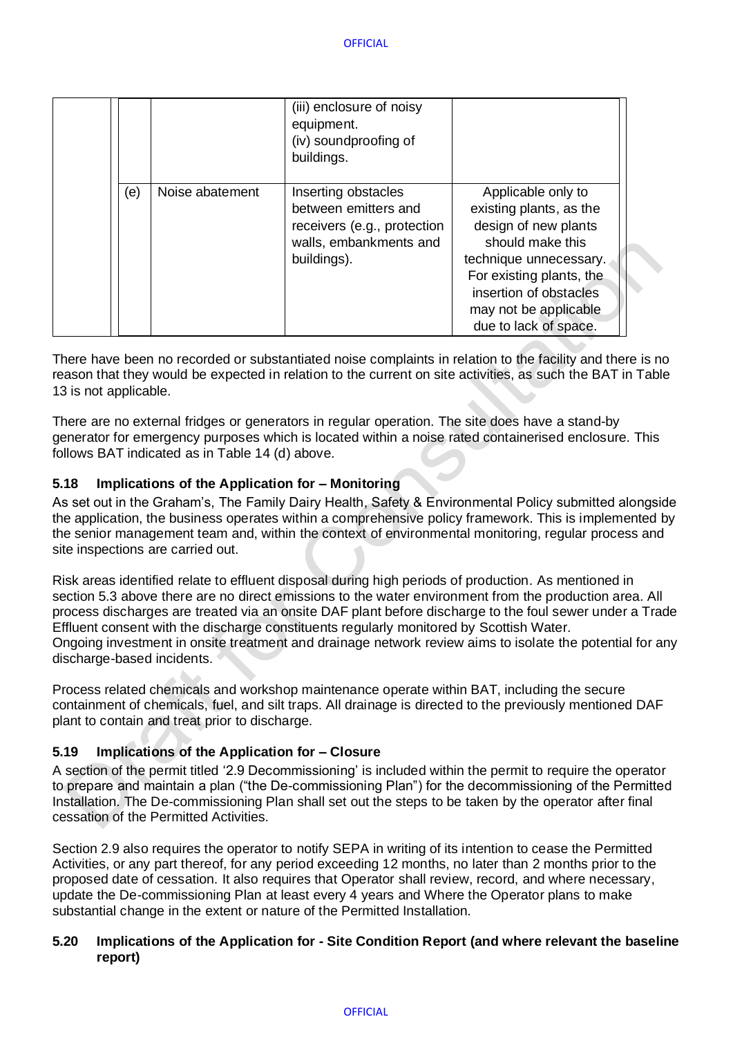| | | | |
|---|---|---|---|
| | | (iii) enclosure of noisy equipment.<br>(iv) soundproofing of buildings. | |
| (e) | Noise abatement | Inserting obstacles between emitters and receivers (e.g., protection walls, embankments and buildings). | Applicable only to existing plants, as the design of new plants should make this technique unnecessary. For existing plants, the insertion of obstacles may not be applicable due to lack of space. |

There have been no recorded or substantiated noise complaints in relation to the facility and there is no reason that they would be expected in relation to the current on site activities, as such the BAT in Table 13 is not applicable.

There are no external fridges or generators in regular operation. The site does have a stand-by generator for emergency purposes which is located within a noise rated containerised enclosure. This follows BAT indicated as in Table 14 (d) above.

### 5.18 Implications of the Application for – Monitoring

As set out in the Graham's, The Family Dairy Health, Safety & Environmental Policy submitted alongside the application, the business operates within a comprehensive policy framework. This is implemented by the senior management team and, within the context of environmental monitoring, regular process and site inspections are carried out.

Risk areas identified relate to effluent disposal during high periods of production. As mentioned in section 5.3 above there are no direct emissions to the water environment from the production area. All process discharges are treated via an onsite DAF plant before discharge to the foul sewer under a Trade Effluent consent with the discharge constituents regularly monitored by Scottish Water.
Ongoing investment in onsite treatment and drainage network review aims to isolate the potential for any discharge-based incidents.

Process related chemicals and workshop maintenance operate within BAT, including the secure containment of chemicals, fuel, and silt traps. All drainage is directed to the previously mentioned DAF plant to contain and treat prior to discharge.

### 5.19 Implications of the Application for – Closure

A section of the permit titled '2.9 Decommissioning' is included within the permit to require the operator to prepare and maintain a plan ("the De-commissioning Plan") for the decommissioning of the Permitted Installation. The De-commissioning Plan shall set out the steps to be taken by the operator after final cessation of the Permitted Activities.

Section 2.9 also requires the operator to notify SEPA in writing of its intention to cease the Permitted Activities, or any part thereof, for any period exceeding 12 months, no later than 2 months prior to the proposed date of cessation. It also requires that Operator shall review, record, and where necessary, update the De-commissioning Plan at least every 4 years and Where the Operator plans to make substantial change in the extent or nature of the Permitted Installation.

### 5.20 Implications of the Application for - Site Condition Report (and where relevant the baseline report)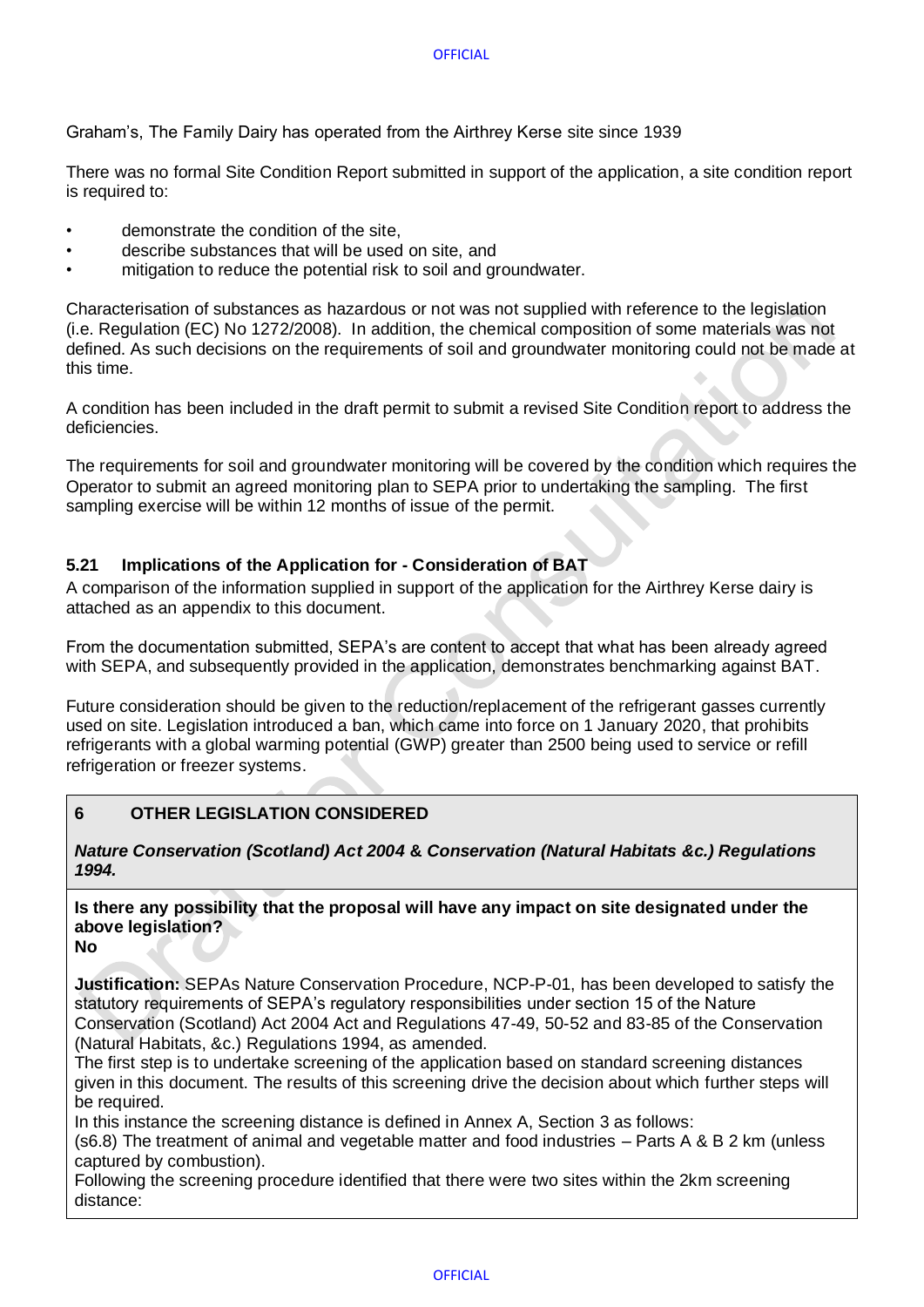Graham's, The Family Dairy has operated from the Airthrey Kerse site since 1939

There was no formal Site Condition Report submitted in support of the application, a site condition report is required to:

- demonstrate the condition of the site,
- describe substances that will be used on site, and
- mitigation to reduce the potential risk to soil and groundwater.

Characterisation of substances as hazardous or not was not supplied with reference to the legislation (i.e. Regulation (EC) No 1272/2008). In addition, the chemical composition of some materials was not defined. As such decisions on the requirements of soil and groundwater monitoring could not be made at this time.

A condition has been included in the draft permit to submit a revised Site Condition report to address the deficiencies.

The requirements for soil and groundwater monitoring will be covered by the condition which requires the Operator to submit an agreed monitoring plan to SEPA prior to undertaking the sampling. The first sampling exercise will be within 12 months of issue of the permit.

### 5.21 Implications of the Application for - Consideration of BAT

A comparison of the information supplied in support of the application for the Airthrey Kerse dairy is attached as an appendix to this document.

From the documentation submitted, SEPA's are content to accept that what has been already agreed with SEPA, and subsequently provided in the application, demonstrates benchmarking against BAT.

Future consideration should be given to the reduction/replacement of the refrigerant gasses currently used on site. Legislation introduced a ban, which came into force on 1 January 2020, that prohibits refrigerants with a global warming potential (GWP) greater than 2500 being used to service or refill refrigeration or freezer systems.

## 6 OTHER LEGISLATION CONSIDERED

***Nature Conservation (Scotland) Act 2004 & Conservation (Natural Habitats &c.) Regulations 1994.***

**Is there any possibility that the proposal will have any impact on site designated under the above legislation?**
**No**

**Justification:** SEPAs Nature Conservation Procedure, NCP-P-01, has been developed to satisfy the statutory requirements of SEPA's regulatory responsibilities under section 15 of the Nature Conservation (Scotland) Act 2004 Act and Regulations 47-49, 50-52 and 83-85 of the Conservation (Natural Habitats, &c.) Regulations 1994, as amended.
The first step is to undertake screening of the application based on standard screening distances given in this document. The results of this screening drive the decision about which further steps will be required.
In this instance the screening distance is defined in Annex A, Section 3 as follows:
(s6.8) The treatment of animal and vegetable matter and food industries – Parts A & B 2 km (unless captured by combustion).
Following the screening procedure identified that there were two sites within the 2km screening distance: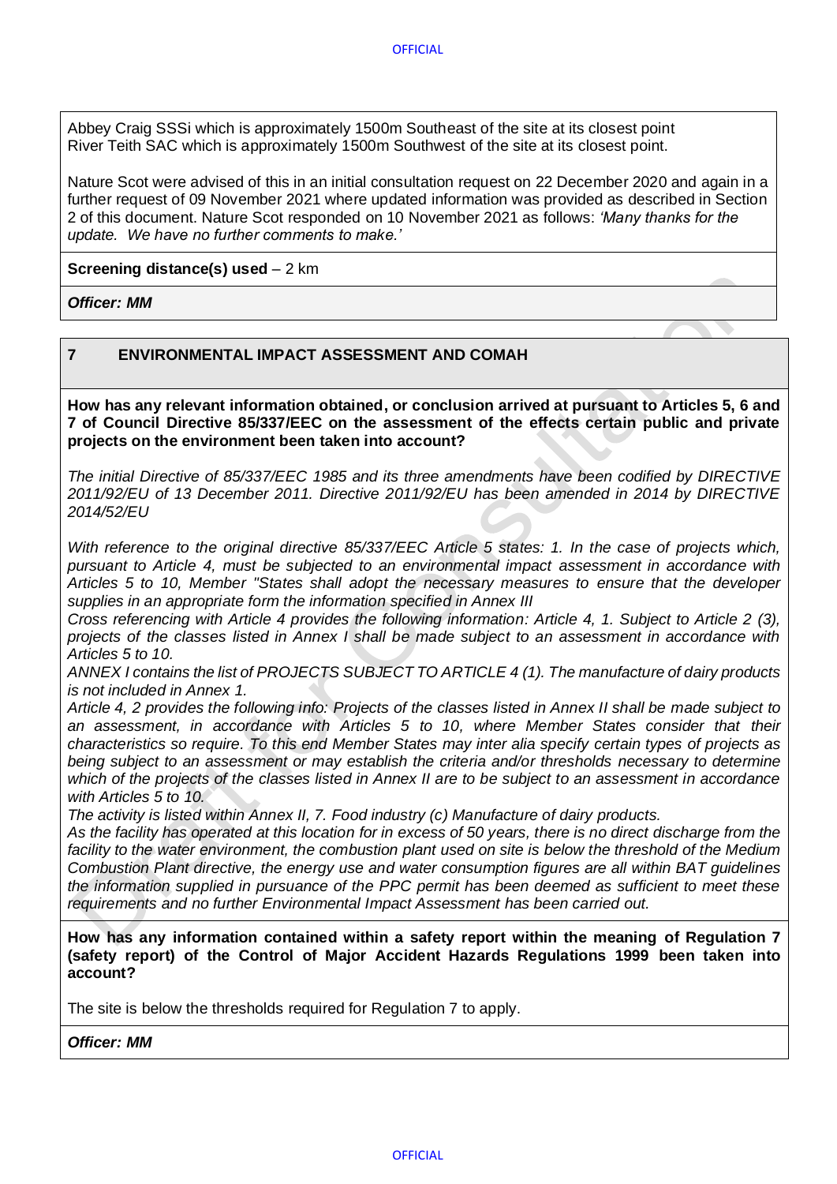Abbey Craig SSSi which is approximately 1500m Southeast of the site at its closest point
River Teith SAC which is approximately 1500m Southwest of the site at its closest point.

Nature Scot were advised of this in an initial consultation request on 22 December 2020 and again in a further request of 09 November 2021 where updated information was provided as described in Section 2 of this document. Nature Scot responded on 10 November 2021 as follows: *'Many thanks for the update. We have no further comments to make.'*

**Screening distance(s) used** – 2 km

***Officer: MM***

## 7 ENVIRONMENTAL IMPACT ASSESSMENT AND COMAH

**How has any relevant information obtained, or conclusion arrived at pursuant to Articles 5, 6 and 7 of Council Directive 85/337/EEC on the assessment of the effects certain public and private projects on the environment been taken into account?**

*The initial Directive of 85/337/EEC 1985 and its three amendments have been codified by DIRECTIVE 2011/92/EU of 13 December 2011. Directive 2011/92/EU has been amended in 2014 by DIRECTIVE 2014/52/EU*

*With reference to the original directive 85/337/EEC Article 5 states: 1. In the case of projects which, pursuant to Article 4, must be subjected to an environmental impact assessment in accordance with Articles 5 to 10, Member "States shall adopt the necessary measures to ensure that the developer supplies in an appropriate form the information specified in Annex III*

*Cross referencing with Article 4 provides the following information: Article 4, 1. Subject to Article 2 (3), projects of the classes listed in Annex I shall be made subject to an assessment in accordance with Articles 5 to 10.*

*ANNEX I contains the list of PROJECTS SUBJECT TO ARTICLE 4 (1). The manufacture of dairy products is not included in Annex 1.*

*Article 4, 2 provides the following info: Projects of the classes listed in Annex II shall be made subject to an assessment, in accordance with Articles 5 to 10, where Member States consider that their characteristics so require. To this end Member States may inter alia specify certain types of projects as being subject to an assessment or may establish the criteria and/or thresholds necessary to determine which of the projects of the classes listed in Annex II are to be subject to an assessment in accordance with Articles 5 to 10.*

*The activity is listed within Annex II, 7. Food industry (c) Manufacture of dairy products.*

*As the facility has operated at this location for in excess of 50 years, there is no direct discharge from the facility to the water environment, the combustion plant used on site is below the threshold of the Medium Combustion Plant directive, the energy use and water consumption figures are all within BAT guidelines the information supplied in pursuance of the PPC permit has been deemed as sufficient to meet these requirements and no further Environmental Impact Assessment has been carried out.*

**How has any information contained within a safety report within the meaning of Regulation 7 (safety report) of the Control of Major Accident Hazards Regulations 1999 been taken into account?**

The site is below the thresholds required for Regulation 7 to apply.

***Officer: MM***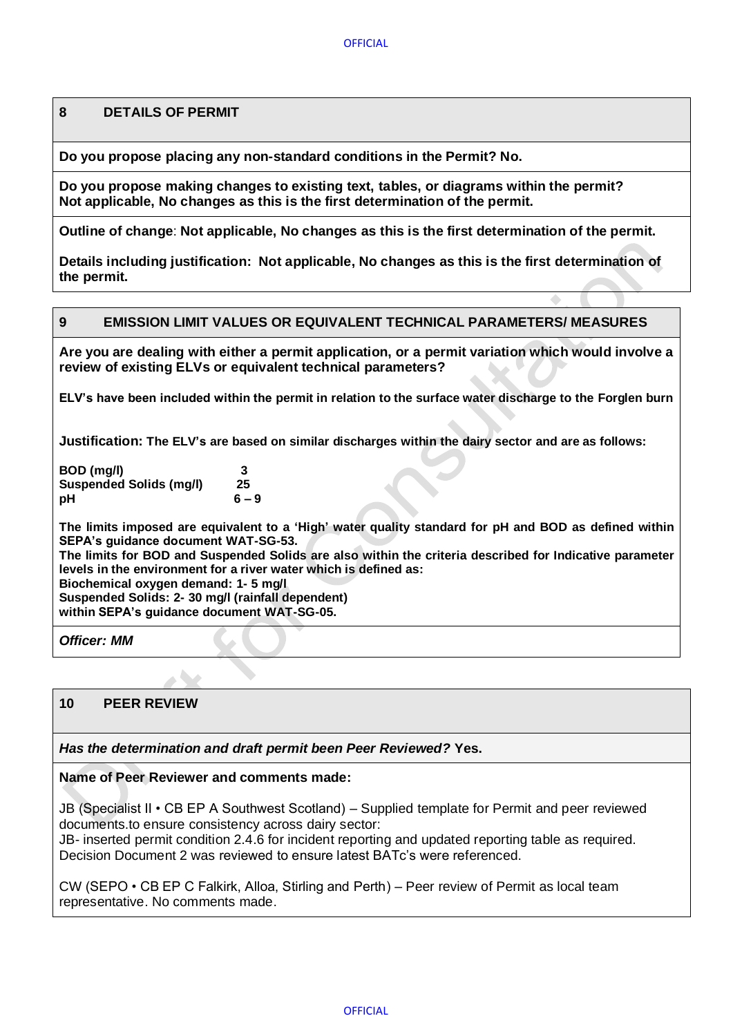## 8 DETAILS OF PERMIT

**Do you propose placing any non-standard conditions in the Permit? No.**

**Do you propose making changes to existing text, tables, or diagrams within the permit?**
**Not applicable, No changes as this is the first determination of the permit.**

**Outline of change**: **Not applicable, No changes as this is the first determination of the permit.**

**Details including justification: Not applicable, No changes as this is the first determination of the permit.**

## 9 EMISSION LIMIT VALUES OR EQUIVALENT TECHNICAL PARAMETERS/ MEASURES

**Are you are dealing with either a permit application, or a permit variation which would involve a review of existing ELVs or equivalent technical parameters?**

**ELV's have been included within the permit in relation to the surface water discharge to the Forglen burn**

**Justification: The ELV's are based on similar discharges within the dairy sector and are as follows:**

| | |
|---|---|
| **BOD (mg/l)** | **3** |
| **Suspended Solids (mg/l)** | **25** |
| **pH** | **6 – 9** |

**The limits imposed are equivalent to a 'High' water quality standard for pH and BOD as defined within SEPA's guidance document WAT-SG-53.**
**The limits for BOD and Suspended Solids are also within the criteria described for Indicative parameter levels in the environment for a river water which is defined as:**
**Biochemical oxygen demand: 1- 5 mg/l**
**Suspended Solids: 2- 30 mg/l (rainfall dependent)**
**within SEPA's guidance document WAT-SG-05.**

***Officer: MM***

## 10 PEER REVIEW

***Has the determination and draft permit been Peer Reviewed?*** **Yes.**

**Name of Peer Reviewer and comments made:**

JB (Specialist II • CB EP A Southwest Scotland) – Supplied template for Permit and peer reviewed documents.to ensure consistency across dairy sector:
JB- inserted permit condition 2.4.6 for incident reporting and updated reporting table as required.
Decision Document 2 was reviewed to ensure latest BATc's were referenced.

CW (SEPO • CB EP C Falkirk, Alloa, Stirling and Perth) – Peer review of Permit as local team representative. No comments made.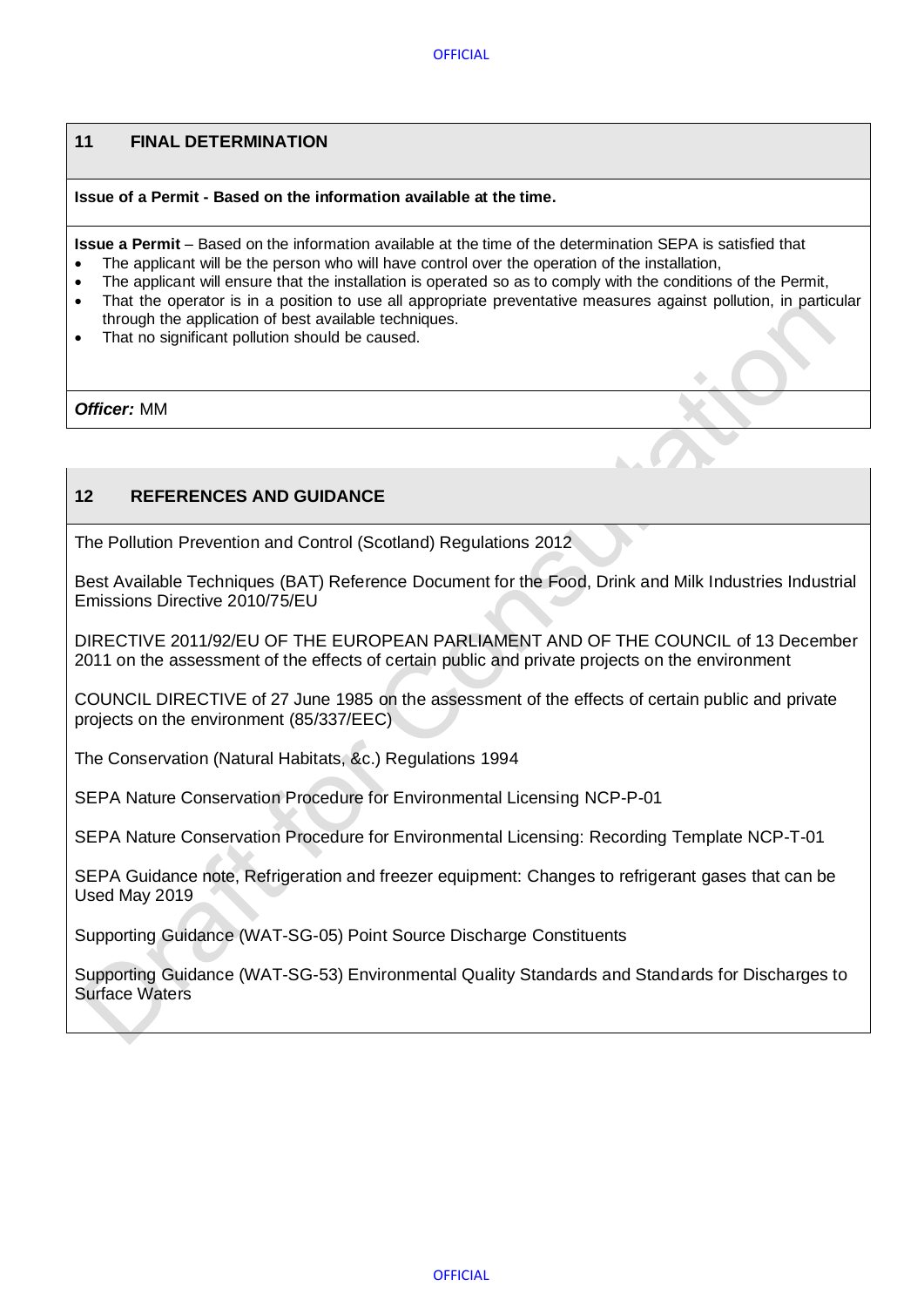## 11 FINAL DETERMINATION

**Issue of a Permit - Based on the information available at the time.**

**Issue a Permit** – Based on the information available at the time of the determination SEPA is satisfied that

- The applicant will be the person who will have control over the operation of the installation,
- The applicant will ensure that the installation is operated so as to comply with the conditions of the Permit,
- That the operator is in a position to use all appropriate preventative measures against pollution, in particular through the application of best available techniques.
- That no significant pollution should be caused.

***Officer:*** MM

## 12 REFERENCES AND GUIDANCE

The Pollution Prevention and Control (Scotland) Regulations 2012

Best Available Techniques (BAT) Reference Document for the Food, Drink and Milk Industries Industrial Emissions Directive 2010/75/EU

DIRECTIVE 2011/92/EU OF THE EUROPEAN PARLIAMENT AND OF THE COUNCIL of 13 December 2011 on the assessment of the effects of certain public and private projects on the environment

COUNCIL DIRECTIVE of 27 June 1985 on the assessment of the effects of certain public and private projects on the environment (85/337/EEC)

The Conservation (Natural Habitats, &c.) Regulations 1994

SEPA Nature Conservation Procedure for Environmental Licensing NCP-P-01

SEPA Nature Conservation Procedure for Environmental Licensing: Recording Template NCP-T-01

SEPA Guidance note, Refrigeration and freezer equipment: Changes to refrigerant gases that can be Used May 2019

Supporting Guidance (WAT-SG-05) Point Source Discharge Constituents

Supporting Guidance (WAT-SG-53) Environmental Quality Standards and Standards for Discharges to Surface Waters